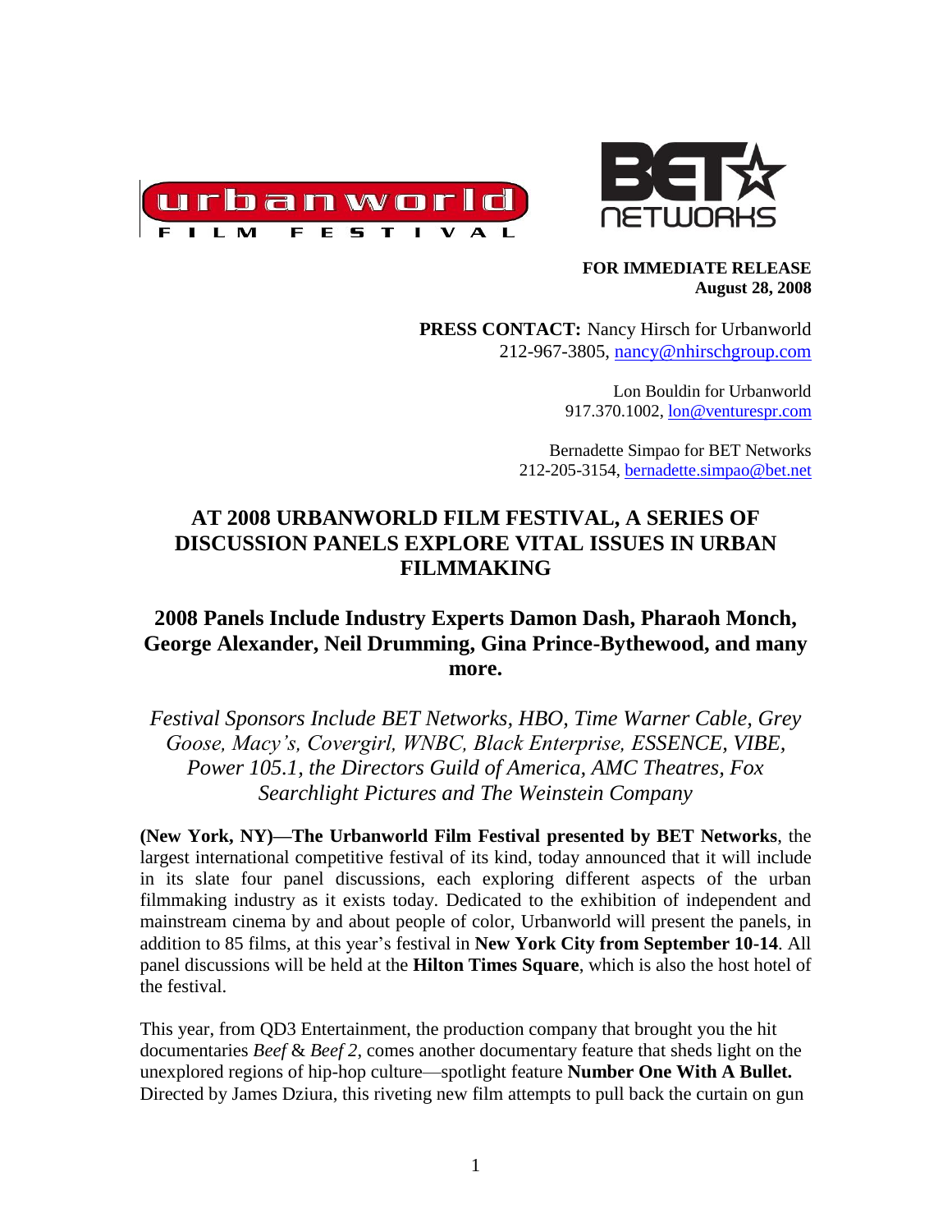urbanworld FILM FESTIVAL

BET NETWORKS

**FOR IMMEDIATE RELEASE**
**August 28, 2008**

**PRESS CONTACT:** Nancy Hirsch for Urbanworld
212-967-3805, nancy@nhirschgroup.com

Lon Bouldin for Urbanworld
917.370.1002, lon@venturespr.com

Bernadette Simpao for BET Networks
212-205-3154, bernadette.simpao@bet.net

# AT 2008 URBANWORLD FILM FESTIVAL, A SERIES OF DISCUSSION PANELS EXPLORE VITAL ISSUES IN URBAN FILMMAKING

## 2008 Panels Include Industry Experts Damon Dash, Pharaoh Monch, George Alexander, Neil Drumming, Gina Prince-Bythewood, and many more.

*Festival Sponsors Include BET Networks, HBO, Time Warner Cable, Grey Goose, Macy's, Covergirl, WNBC, Black Enterprise, ESSENCE, VIBE, Power 105.1, the Directors Guild of America, AMC Theatres, Fox Searchlight Pictures and The Weinstein Company*

**(New York, NY)—The Urbanworld Film Festival presented by BET Networks**, the largest international competitive festival of its kind, today announced that it will include in its slate four panel discussions, each exploring different aspects of the urban filmmaking industry as it exists today. Dedicated to the exhibition of independent and mainstream cinema by and about people of color, Urbanworld will present the panels, in addition to 85 films, at this year's festival in **New York City from September 10-14**. All panel discussions will be held at the **Hilton Times Square**, which is also the host hotel of the festival.

This year, from QD3 Entertainment, the production company that brought you the hit documentaries *Beef* & *Beef 2*, comes another documentary feature that sheds light on the unexplored regions of hip-hop culture—spotlight feature **Number One With A Bullet.** Directed by James Dziura, this riveting new film attempts to pull back the curtain on gun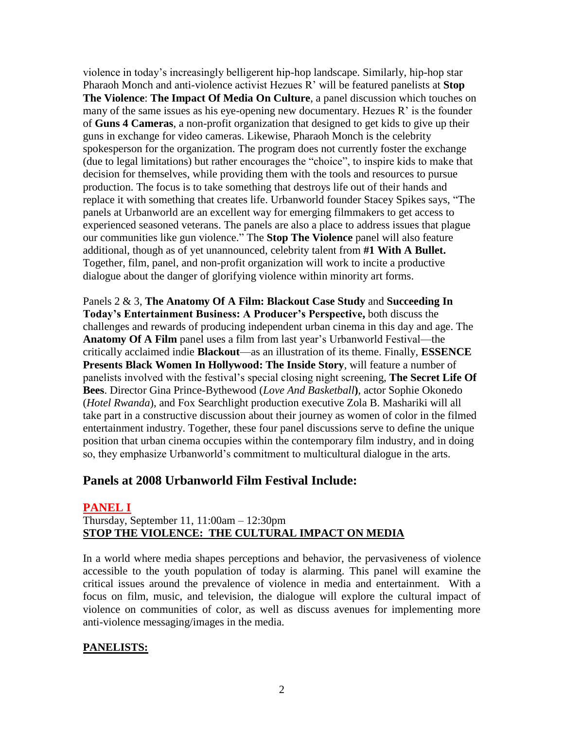violence in today's increasingly belligerent hip-hop landscape. Similarly, hip-hop star Pharaoh Monch and anti-violence activist Hezues R' will be featured panelists at **Stop The Violence**: **The Impact Of Media On Culture**, a panel discussion which touches on many of the same issues as his eye-opening new documentary. Hezues R' is the founder of **Guns 4 Cameras**, a non-profit organization that designed to get kids to give up their guns in exchange for video cameras. Likewise, Pharaoh Monch is the celebrity spokesperson for the organization. The program does not currently foster the exchange (due to legal limitations) but rather encourages the "choice", to inspire kids to make that decision for themselves, while providing them with the tools and resources to pursue production. The focus is to take something that destroys life out of their hands and replace it with something that creates life. Urbanworld founder Stacey Spikes says, "The panels at Urbanworld are an excellent way for emerging filmmakers to get access to experienced seasoned veterans. The panels are also a place to address issues that plague our communities like gun violence." The **Stop The Violence** panel will also feature additional, though as of yet unannounced, celebrity talent from **#1 With A Bullet.** Together, film, panel, and non-profit organization will work to incite a productive dialogue about the danger of glorifying violence within minority art forms.

Panels 2 & 3, **The Anatomy Of A Film: Blackout Case Study** and **Succeeding In Today's Entertainment Business: A Producer's Perspective,** both discuss the challenges and rewards of producing independent urban cinema in this day and age. The **Anatomy Of A Film** panel uses a film from last year's Urbanworld Festival—the critically acclaimed indie **Blackout**—as an illustration of its theme. Finally, **ESSENCE Presents Black Women In Hollywood: The Inside Story**, will feature a number of panelists involved with the festival's special closing night screening, **The Secret Life Of Bees**. Director Gina Prince-Bythewood (*Love And Basketball*), actor Sophie Okonedo (*Hotel Rwanda*), and Fox Searchlight production executive Zola B. Mashariki will all take part in a constructive discussion about their journey as women of color in the filmed entertainment industry. Together, these four panel discussions serve to define the unique position that urban cinema occupies within the contemporary film industry, and in doing so, they emphasize Urbanworld's commitment to multicultural dialogue in the arts.

## Panels at 2008 Urbanworld Film Festival Include:

### PANEL I

Thursday, September 11, 11:00am – 12:30pm

**STOP THE VIOLENCE: THE CULTURAL IMPACT ON MEDIA**

In a world where media shapes perceptions and behavior, the pervasiveness of violence accessible to the youth population of today is alarming. This panel will examine the critical issues around the prevalence of violence in media and entertainment. With a focus on film, music, and television, the dialogue will explore the cultural impact of violence on communities of color, as well as discuss avenues for implementing more anti-violence messaging/images in the media.

**PANELISTS:**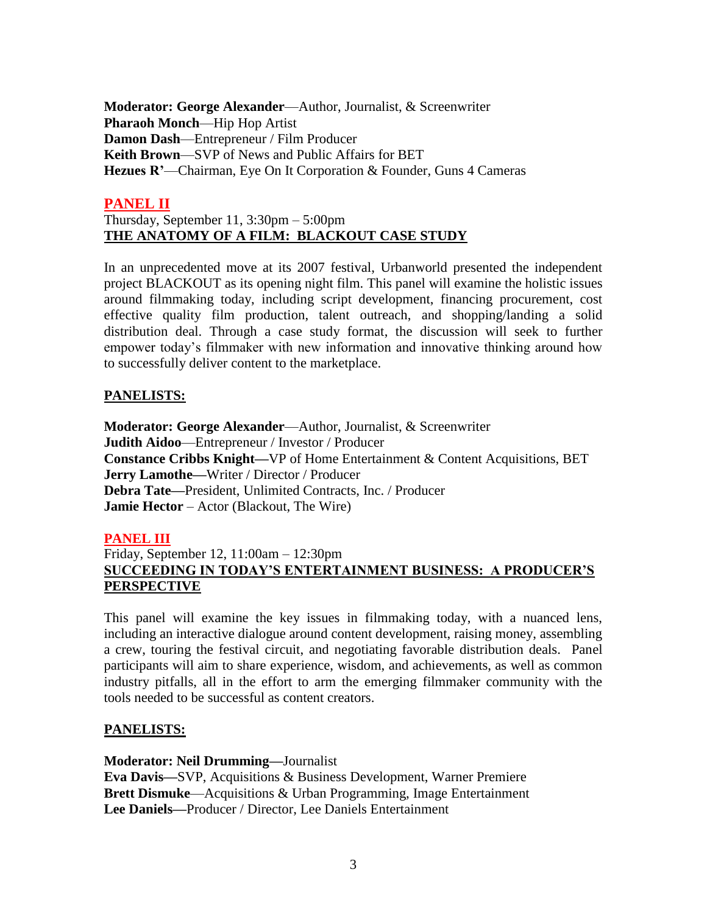**Moderator: George Alexander**—Author, Journalist, & Screenwriter
**Pharaoh Monch**—Hip Hop Artist
**Damon Dash**—Entrepreneur / Film Producer
**Keith Brown**—SVP of News and Public Affairs for BET
**Hezues R'**—Chairman, Eye On It Corporation & Founder, Guns 4 Cameras

## PANEL II

Thursday, September 11, 3:30pm – 5:00pm
**THE ANATOMY OF A FILM: BLACKOUT CASE STUDY**

In an unprecedented move at its 2007 festival, Urbanworld presented the independent project BLACKOUT as its opening night film. This panel will examine the holistic issues around filmmaking today, including script development, financing procurement, cost effective quality film production, talent outreach, and shopping/landing a solid distribution deal. Through a case study format, the discussion will seek to further empower today's filmmaker with new information and innovative thinking around how to successfully deliver content to the marketplace.

**PANELISTS:**

**Moderator: George Alexander**—Author, Journalist, & Screenwriter
**Judith Aidoo**—Entrepreneur / Investor / Producer
**Constance Cribbs Knight—**VP of Home Entertainment & Content Acquisitions, BET
**Jerry Lamothe—**Writer / Director / Producer
**Debra Tate—**President, Unlimited Contracts, Inc. / Producer
**Jamie Hector** – Actor (Blackout, The Wire)

## PANEL III

Friday, September 12, 11:00am – 12:30pm
**SUCCEEDING IN TODAY'S ENTERTAINMENT BUSINESS: A PRODUCER'S PERSPECTIVE**

This panel will examine the key issues in filmmaking today, with a nuanced lens, including an interactive dialogue around content development, raising money, assembling a crew, touring the festival circuit, and negotiating favorable distribution deals. Panel participants will aim to share experience, wisdom, and achievements, as well as common industry pitfalls, all in the effort to arm the emerging filmmaker community with the tools needed to be successful as content creators.

**PANELISTS:**

**Moderator: Neil Drumming—**Journalist
**Eva Davis—**SVP, Acquisitions & Business Development, Warner Premiere
**Brett Dismuke**—Acquisitions & Urban Programming, Image Entertainment
**Lee Daniels—**Producer / Director, Lee Daniels Entertainment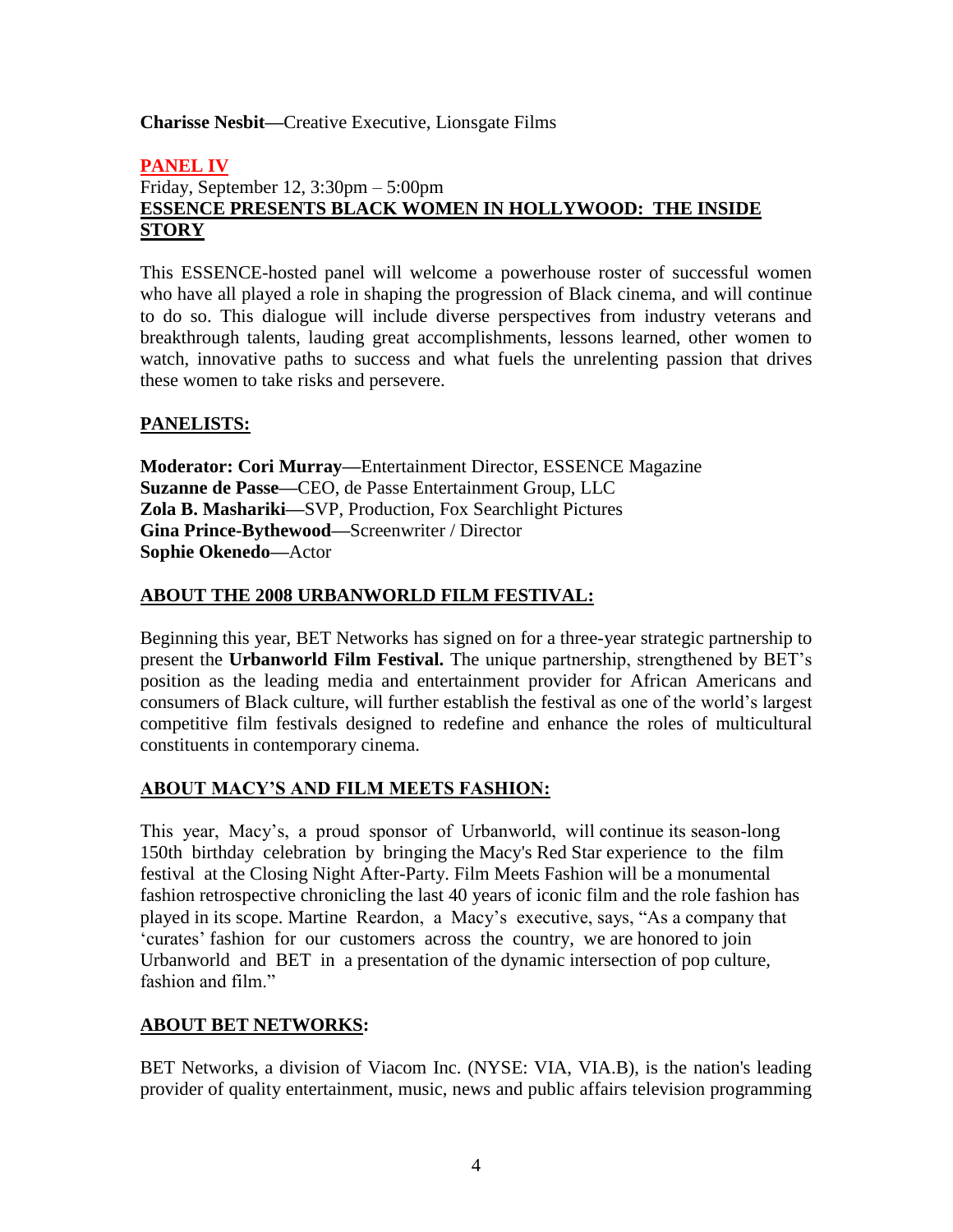**Charisse Nesbit—**Creative Executive, Lionsgate Films

## PANEL IV

Friday, September 12, 3:30pm – 5:00pm

**ESSENCE PRESENTS BLACK WOMEN IN HOLLYWOOD: THE INSIDE STORY**

This ESSENCE-hosted panel will welcome a powerhouse roster of successful women who have all played a role in shaping the progression of Black cinema, and will continue to do so. This dialogue will include diverse perspectives from industry veterans and breakthrough talents, lauding great accomplishments, lessons learned, other women to watch, innovative paths to success and what fuels the unrelenting passion that drives these women to take risks and persevere.

### PANELISTS:

**Moderator: Cori Murray—**Entertainment Director, ESSENCE Magazine
**Suzanne de Passe—**CEO, de Passe Entertainment Group, LLC
**Zola B. Mashariki—**SVP, Production, Fox Searchlight Pictures
**Gina Prince-Bythewood—**Screenwriter / Director
**Sophie Okenedo—**Actor

## ABOUT THE 2008 URBANWORLD FILM FESTIVAL:

Beginning this year, BET Networks has signed on for a three-year strategic partnership to present the **Urbanworld Film Festival.** The unique partnership, strengthened by BET's position as the leading media and entertainment provider for African Americans and consumers of Black culture, will further establish the festival as one of the world's largest competitive film festivals designed to redefine and enhance the roles of multicultural constituents in contemporary cinema.

## ABOUT MACY'S AND FILM MEETS FASHION:

This year, Macy's, a proud sponsor of Urbanworld, will continue its season-long 150th birthday celebration by bringing the Macy's Red Star experience to the film festival at the Closing Night After-Party. Film Meets Fashion will be a monumental fashion retrospective chronicling the last 40 years of iconic film and the role fashion has played in its scope. Martine Reardon, a Macy's executive, says, "As a company that 'curates' fashion for our customers across the country, we are honored to join Urbanworld and BET in a presentation of the dynamic intersection of pop culture, fashion and film."

## ABOUT BET NETWORKS:

BET Networks, a division of Viacom Inc. (NYSE: VIA, VIA.B), is the nation's leading provider of quality entertainment, music, news and public affairs television programming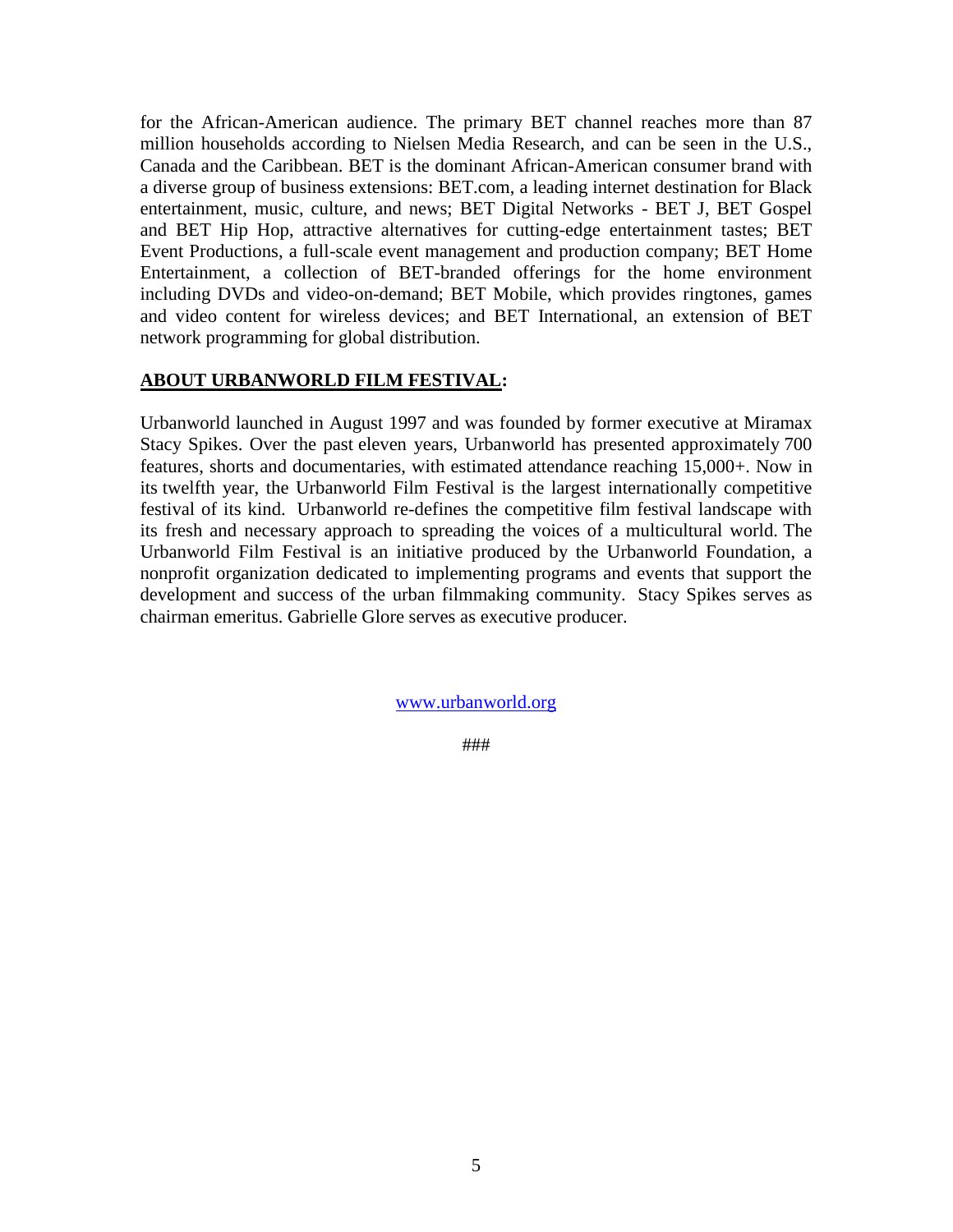for the African-American audience. The primary BET channel reaches more than 87 million households according to Nielsen Media Research, and can be seen in the U.S., Canada and the Caribbean. BET is the dominant African-American consumer brand with a diverse group of business extensions: BET.com, a leading internet destination for Black entertainment, music, culture, and news; BET Digital Networks - BET J, BET Gospel and BET Hip Hop, attractive alternatives for cutting-edge entertainment tastes; BET Event Productions, a full-scale event management and production company; BET Home Entertainment, a collection of BET-branded offerings for the home environment including DVDs and video-on-demand; BET Mobile, which provides ringtones, games and video content for wireless devices; and BET International, an extension of BET network programming for global distribution.

**ABOUT URBANWORLD FILM FESTIVAL:**

Urbanworld launched in August 1997 and was founded by former executive at Miramax Stacy Spikes. Over the past eleven years, Urbanworld has presented approximately 700 features, shorts and documentaries, with estimated attendance reaching 15,000+. Now in its twelfth year, the Urbanworld Film Festival is the largest internationally competitive festival of its kind. Urbanworld re-defines the competitive film festival landscape with its fresh and necessary approach to spreading the voices of a multicultural world. The Urbanworld Film Festival is an initiative produced by the Urbanworld Foundation, a nonprofit organization dedicated to implementing programs and events that support the development and success of the urban filmmaking community. Stacy Spikes serves as chairman emeritus. Gabrielle Glore serves as executive producer.

www.urbanworld.org

###